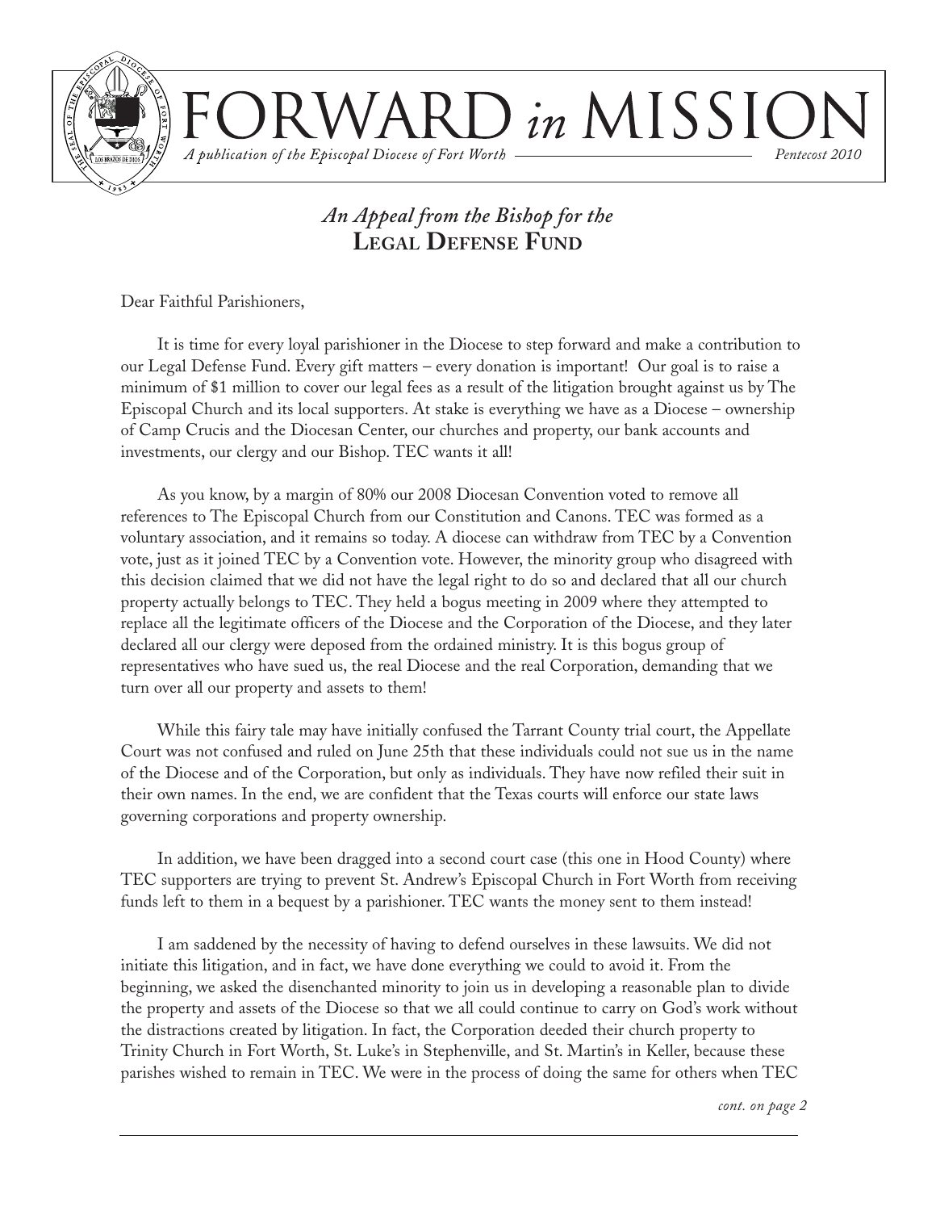# FORWARD *in* MISSION

*A publication of the Episcopal Diocese of Fort Worth* — *Pentecost 2010*

## *An Appeal from the Bishop for the* **Legal Defense Fund**

Dear Faithful Parishioners,

It is time for every loyal parishioner in the Diocese to step forward and make a contribution to our Legal Defense Fund. Every gift matters – every donation is important! Our goal is to raise a minimum of $1 million to cover our legal fees as a result of the litigation brought against us by The Episcopal Church and its local supporters. At stake is everything we have as a Diocese – ownership of Camp Crucis and the Diocesan Center, our churches and property, our bank accounts and investments, our clergy and our Bishop. TEC wants it all!

As you know, by a margin of 80% our 2008 Diocesan Convention voted to remove all references to The Episcopal Church from our Constitution and Canons. TEC was formed as a voluntary association, and it remains so today. A diocese can withdraw from TEC by a Convention vote, just as it joined TEC by a Convention vote. However, the minority group who disagreed with this decision claimed that we did not have the legal right to do so and declared that all our church property actually belongs to TEC. They held a bogus meeting in 2009 where they attempted to replace all the legitimate officers of the Diocese and the Corporation of the Diocese, and they later declared all our clergy were deposed from the ordained ministry. It is this bogus group of representatives who have sued us, the real Diocese and the real Corporation, demanding that we turn over all our property and assets to them!

While this fairy tale may have initially confused the Tarrant County trial court, the Appellate Court was not confused and ruled on June 25th that these individuals could not sue us in the name of the Diocese and of the Corporation, but only as individuals. They have now refiled their suit in their own names. In the end, we are confident that the Texas courts will enforce our state laws governing corporations and property ownership.

In addition, we have been dragged into a second court case (this one in Hood County) where TEC supporters are trying to prevent St. Andrew's Episcopal Church in Fort Worth from receiving funds left to them in a bequest by a parishioner. TEC wants the money sent to them instead!

I am saddened by the necessity of having to defend ourselves in these lawsuits. We did not initiate this litigation, and in fact, we have done everything we could to avoid it. From the beginning, we asked the disenchanted minority to join us in developing a reasonable plan to divide the property and assets of the Diocese so that we all could continue to carry on God's work without the distractions created by litigation. In fact, the Corporation deeded their church property to Trinity Church in Fort Worth, St. Luke's in Stephenville, and St. Martin's in Keller, because these parishes wished to remain in TEC. We were in the process of doing the same for others when TEC

*cont. on page 2*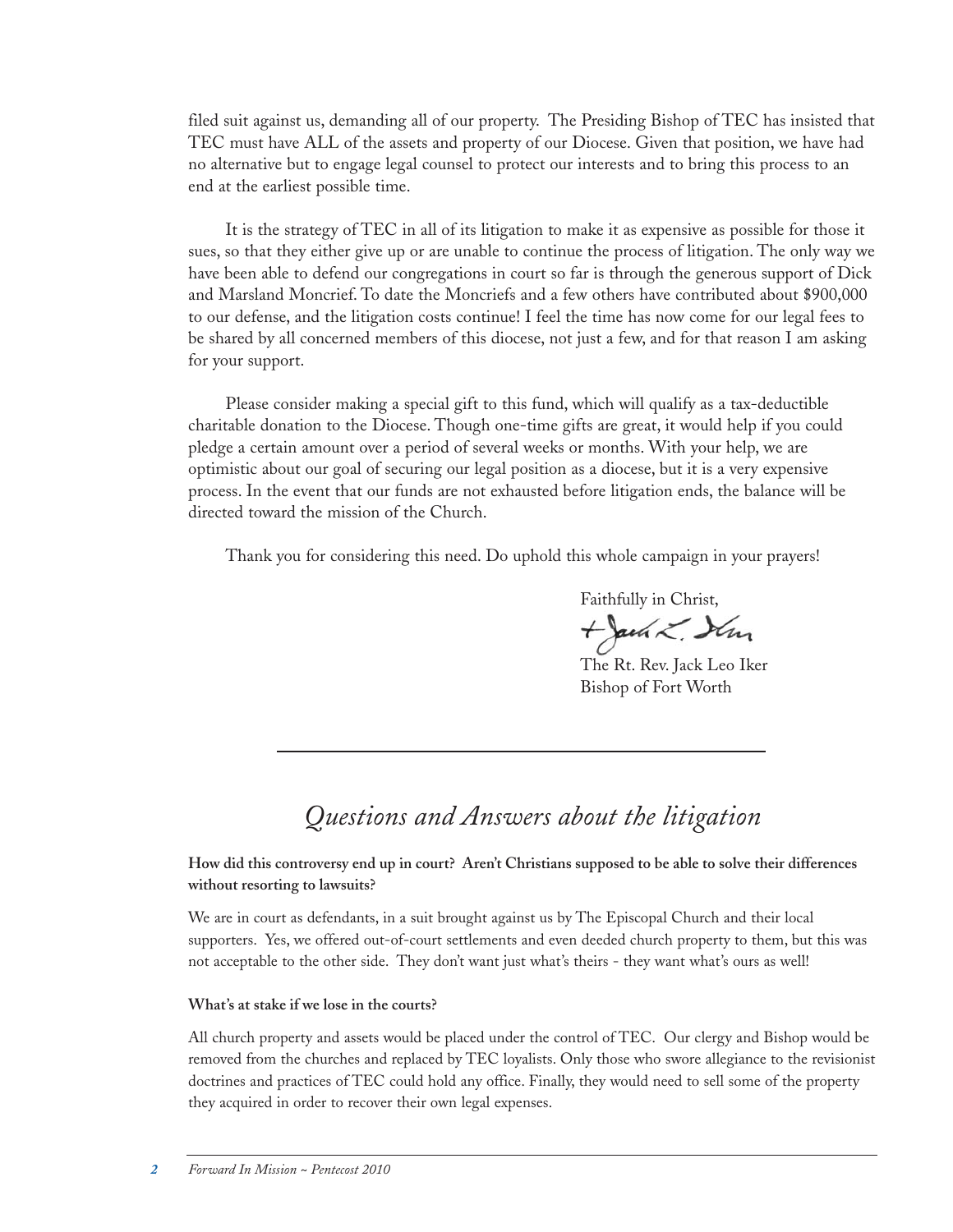filed suit against us, demanding all of our property. The Presiding Bishop of TEC has insisted that TEC must have ALL of the assets and property of our Diocese. Given that position, we have had no alternative but to engage legal counsel to protect our interests and to bring this process to an end at the earliest possible time.

It is the strategy of TEC in all of its litigation to make it as expensive as possible for those it sues, so that they either give up or are unable to continue the process of litigation. The only way we have been able to defend our congregations in court so far is through the generous support of Dick and Marsland Moncrief. To date the Moncriefs and a few others have contributed about $900,000 to our defense, and the litigation costs continue! I feel the time has now come for our legal fees to be shared by all concerned members of this diocese, not just a few, and for that reason I am asking for your support.

Please consider making a special gift to this fund, which will qualify as a tax-deductible charitable donation to the Diocese. Though one-time gifts are great, it would help if you could pledge a certain amount over a period of several weeks or months. With your help, we are optimistic about our goal of securing our legal position as a diocese, but it is a very expensive process. In the event that our funds are not exhausted before litigation ends, the balance will be directed toward the mission of the Church.

Thank you for considering this need. Do uphold this whole campaign in your prayers!

Faithfully in Christ,

+Jack L. Iker

The Rt. Rev. Jack Leo Iker
Bishop of Fort Worth

---

## *Questions and Answers about the litigation*

**How did this controversy end up in court? Aren't Christians supposed to be able to solve their differences without resorting to lawsuits?**

We are in court as defendants, in a suit brought against us by The Episcopal Church and their local supporters. Yes, we offered out-of-court settlements and even deeded church property to them, but this was not acceptable to the other side. They don't want just what's theirs - they want what's ours as well!

**What's at stake if we lose in the courts?**

All church property and assets would be placed under the control of TEC. Our clergy and Bishop would be removed from the churches and replaced by TEC loyalists. Only those who swore allegiance to the revisionist doctrines and practices of TEC could hold any office. Finally, they would need to sell some of the property they acquired in order to recover their own legal expenses.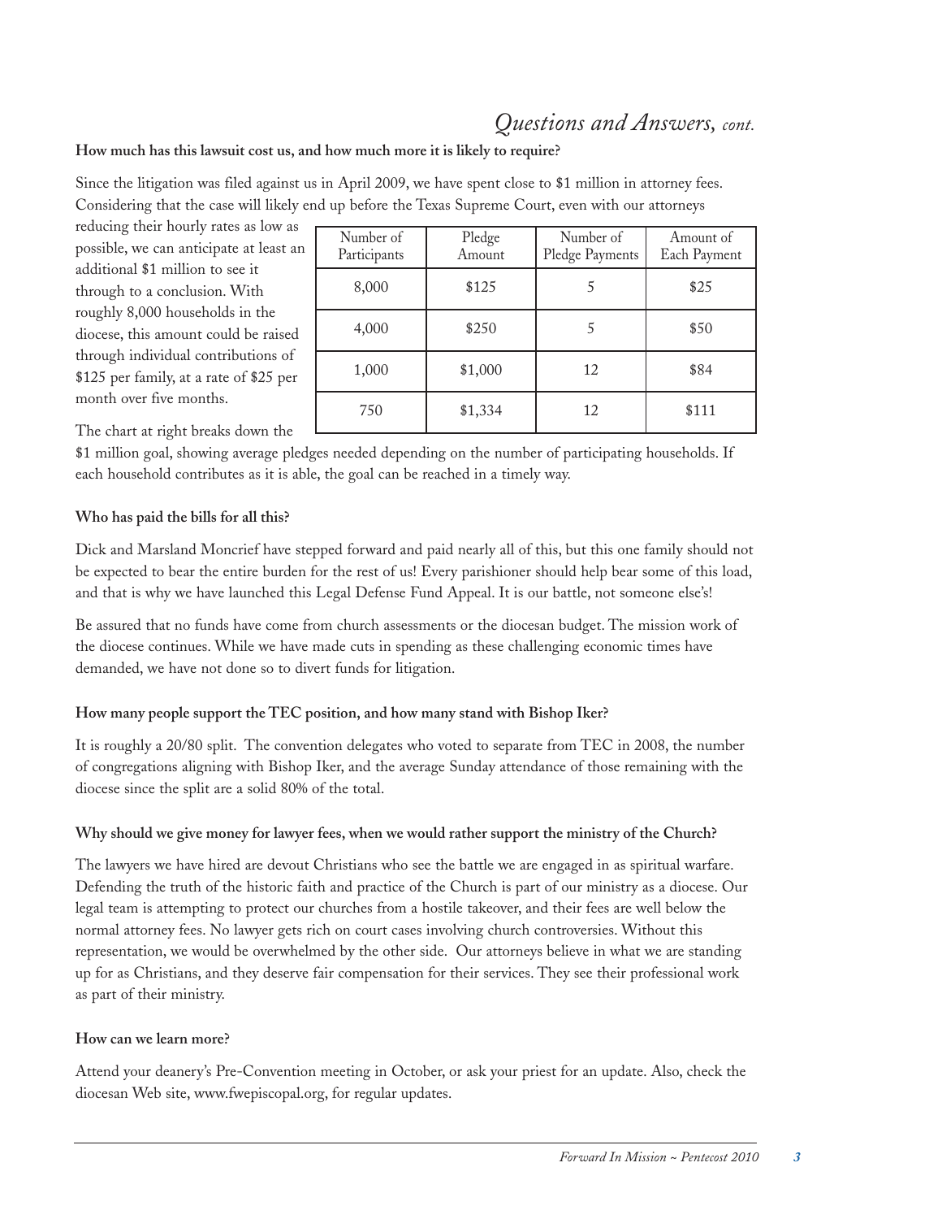## *Questions and Answers, cont.*

**How much has this lawsuit cost us, and how much more it is likely to require?**

Since the litigation was filed against us in April 2009, we have spent close to $1 million in attorney fees. Considering that the case will likely end up before the Texas Supreme Court, even with our attorneys reducing their hourly rates as low as possible, we can anticipate at least an additional $1 million to see it through to a conclusion. With roughly 8,000 households in the diocese, this amount could be raised through individual contributions of $125 per family, at a rate of $25 per month over five months.

| Number of Participants | Pledge Amount | Number of Pledge Payments | Amount of Each Payment |
|---|---|---|---|
| 8,000 | $125 | 5 | $25 |
| 4,000 | $250 | 5 | $50 |
| 1,000 | $1,000 | 12 | $84 |
| 750 | $1,334 | 12 | $111 |

The chart at right breaks down the $1 million goal, showing average pledges needed depending on the number of participating households. If each household contributes as it is able, the goal can be reached in a timely way.

**Who has paid the bills for all this?**

Dick and Marsland Moncrief have stepped forward and paid nearly all of this, but this one family should not be expected to bear the entire burden for the rest of us! Every parishioner should help bear some of this load, and that is why we have launched this Legal Defense Fund Appeal. It is our battle, not someone else's!

Be assured that no funds have come from church assessments or the diocesan budget. The mission work of the diocese continues. While we have made cuts in spending as these challenging economic times have demanded, we have not done so to divert funds for litigation.

**How many people support the TEC position, and how many stand with Bishop Iker?**

It is roughly a 20/80 split. The convention delegates who voted to separate from TEC in 2008, the number of congregations aligning with Bishop Iker, and the average Sunday attendance of those remaining with the diocese since the split are a solid 80% of the total.

**Why should we give money for lawyer fees, when we would rather support the ministry of the Church?**

The lawyers we have hired are devout Christians who see the battle we are engaged in as spiritual warfare. Defending the truth of the historic faith and practice of the Church is part of our ministry as a diocese. Our legal team is attempting to protect our churches from a hostile takeover, and their fees are well below the normal attorney fees. No lawyer gets rich on court cases involving church controversies. Without this representation, we would be overwhelmed by the other side. Our attorneys believe in what we are standing up for as Christians, and they deserve fair compensation for their services. They see their professional work as part of their ministry.

**How can we learn more?**

Attend your deanery's Pre-Convention meeting in October, or ask your priest for an update. Also, check the diocesan Web site, www.fwepiscopal.org, for regular updates.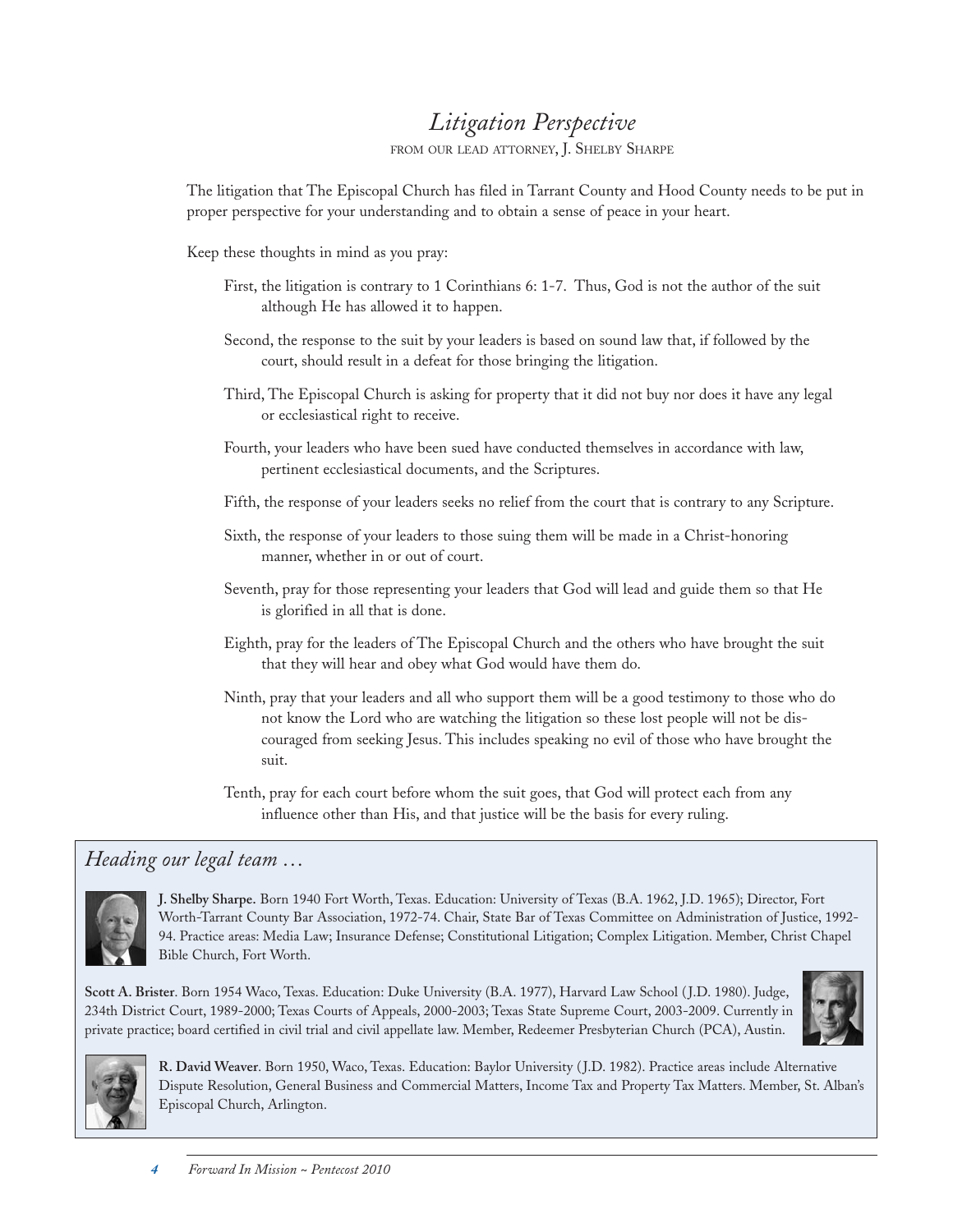# *Litigation Perspective*

FROM OUR LEAD ATTORNEY, J. SHELBY SHARPE

The litigation that The Episcopal Church has filed in Tarrant County and Hood County needs to be put in proper perspective for your understanding and to obtain a sense of peace in your heart.

Keep these thoughts in mind as you pray:

First, the litigation is contrary to 1 Corinthians 6: 1-7. Thus, God is not the author of the suit although He has allowed it to happen.

Second, the response to the suit by your leaders is based on sound law that, if followed by the court, should result in a defeat for those bringing the litigation.

Third, The Episcopal Church is asking for property that it did not buy nor does it have any legal or ecclesiastical right to receive.

Fourth, your leaders who have been sued have conducted themselves in accordance with law, pertinent ecclesiastical documents, and the Scriptures.

Fifth, the response of your leaders seeks no relief from the court that is contrary to any Scripture.

Sixth, the response of your leaders to those suing them will be made in a Christ-honoring manner, whether in or out of court.

Seventh, pray for those representing your leaders that God will lead and guide them so that He is glorified in all that is done.

Eighth, pray for the leaders of The Episcopal Church and the others who have brought the suit that they will hear and obey what God would have them do.

Ninth, pray that your leaders and all who support them will be a good testimony to those who do not know the Lord who are watching the litigation so these lost people will not be discouraged from seeking Jesus. This includes speaking no evil of those who have brought the suit.

Tenth, pray for each court before whom the suit goes, that God will protect each from any influence other than His, and that justice will be the basis for every ruling.

## *Heading our legal team …*

**J. Shelby Sharpe.** Born 1940 Fort Worth, Texas. Education: University of Texas (B.A. 1962, J.D. 1965); Director, Fort Worth-Tarrant County Bar Association, 1972-74. Chair, State Bar of Texas Committee on Administration of Justice, 1992-94. Practice areas: Media Law; Insurance Defense; Constitutional Litigation; Complex Litigation. Member, Christ Chapel Bible Church, Fort Worth.

**Scott A. Brister**. Born 1954 Waco, Texas. Education: Duke University (B.A. 1977), Harvard Law School (J.D. 1980). Judge, 234th District Court, 1989-2000; Texas Courts of Appeals, 2000-2003; Texas State Supreme Court, 2003-2009. Currently in private practice; board certified in civil trial and civil appellate law. Member, Redeemer Presbyterian Church (PCA), Austin.

**R. David Weaver**. Born 1950, Waco, Texas. Education: Baylor University (J.D. 1982). Practice areas include Alternative Dispute Resolution, General Business and Commercial Matters, Income Tax and Property Tax Matters. Member, St. Alban's Episcopal Church, Arlington.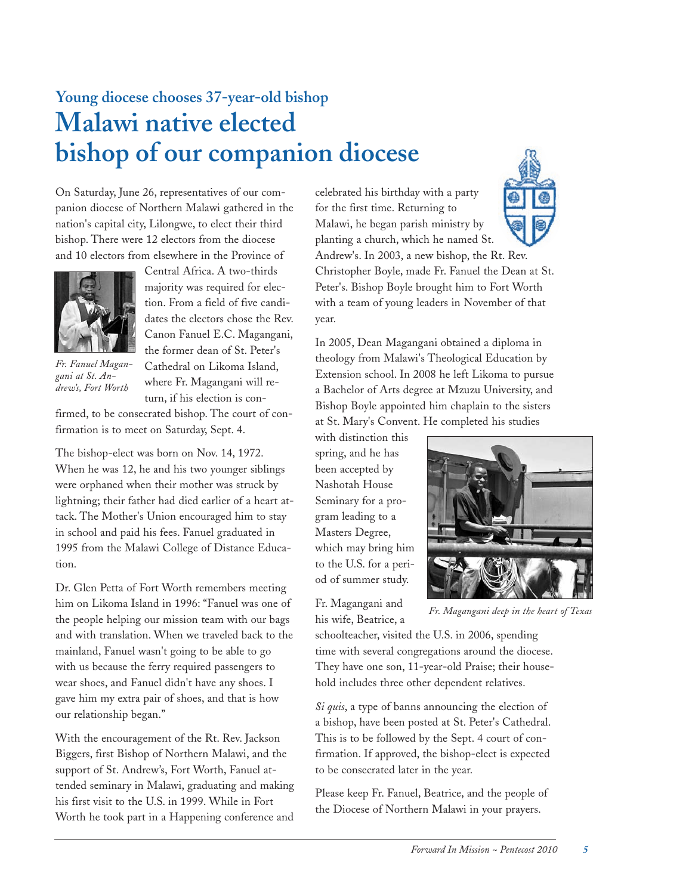## Young diocese chooses 37-year-old bishop

# Malawi native elected bishop of our companion diocese

On Saturday, June 26, representatives of our companion diocese of Northern Malawi gathered in the nation's capital city, Lilongwe, to elect their third bishop. There were 12 electors from the diocese and 10 electors from elsewhere in the Province of Central Africa. A two-thirds majority was required for election. From a field of five candidates the electors chose the Rev. Canon Fanuel E.C. Magangani, the former dean of St. Peter's Cathedral on Likoma Island, where Fr. Magangani will return, if his election is confirmed, to be consecrated bishop. The court of confirmation is to meet on Saturday, Sept. 4.

*Fr. Fanuel Magangani at St. Andrew's, Fort Worth*

The bishop-elect was born on Nov. 14, 1972. When he was 12, he and his two younger siblings were orphaned when their mother was struck by lightning; their father had died earlier of a heart attack. The Mother's Union encouraged him to stay in school and paid his fees. Fanuel graduated in 1995 from the Malawi College of Distance Education.

Dr. Glen Petta of Fort Worth remembers meeting him on Likoma Island in 1996: "Fanuel was one of the people helping our mission team with our bags and with translation. When we traveled back to the mainland, Fanuel wasn't going to be able to go with us because the ferry required passengers to wear shoes, and Fanuel didn't have any shoes. I gave him my extra pair of shoes, and that is how our relationship began."

With the encouragement of the Rt. Rev. Jackson Biggers, first Bishop of Northern Malawi, and the support of St. Andrew's, Fort Worth, Fanuel attended seminary in Malawi, graduating and making his first visit to the U.S. in 1999. While in Fort Worth he took part in a Happening conference and celebrated his birthday with a party for the first time. Returning to Malawi, he began parish ministry by planting a church, which he named St. Andrew's. In 2003, a new bishop, the Rt. Rev. Christopher Boyle, made Fr. Fanuel the Dean at St. Peter's. Bishop Boyle brought him to Fort Worth with a team of young leaders in November of that year.

In 2005, Dean Magangani obtained a diploma in theology from Malawi's Theological Education by Extension school. In 2008 he left Likoma to pursue a Bachelor of Arts degree at Mzuzu University, and Bishop Boyle appointed him chaplain to the sisters at St. Mary's Convent. He completed his studies with distinction this spring, and he has been accepted by Nashotah House Seminary for a program leading to a Masters Degree, which may bring him to the U.S. for a period of summer study.

*Fr. Magangani deep in the heart of Texas*

Fr. Magangani and his wife, Beatrice, a schoolteacher, visited the U.S. in 2006, spending time with several congregations around the diocese. They have one son, 11-year-old Praise; their household includes three other dependent relatives.

*Si quis*, a type of banns announcing the election of a bishop, have been posted at St. Peter's Cathedral. This is to be followed by the Sept. 4 court of confirmation. If approved, the bishop-elect is expected to be consecrated later in the year.

Please keep Fr. Fanuel, Beatrice, and the people of the Diocese of Northern Malawi in your prayers.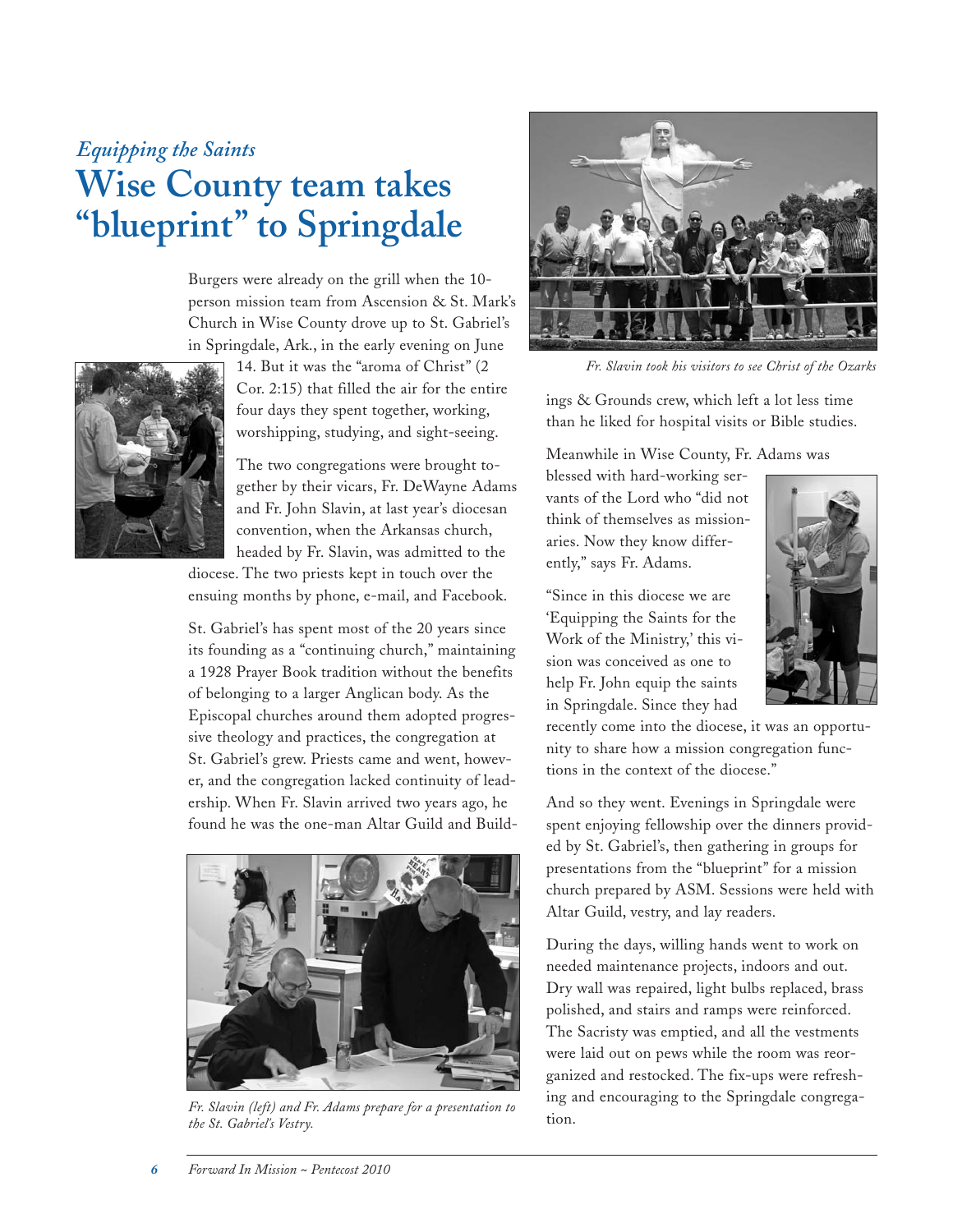*Equipping the Saints*

# Wise County team takes "blueprint" to Springdale

Burgers were already on the grill when the 10-person mission team from Ascension & St. Mark's Church in Wise County drove up to St. Gabriel's in Springdale, Ark., in the early evening on June 14. But it was the "aroma of Christ" (2 Cor. 2:15) that filled the air for the entire four days they spent together, working, worshipping, studying, and sight-seeing.

The two congregations were brought together by their vicars, Fr. DeWayne Adams and Fr. John Slavin, at last year's diocesan convention, when the Arkansas church, headed by Fr. Slavin, was admitted to the diocese. The two priests kept in touch over the ensuing months by phone, e-mail, and Facebook.

St. Gabriel's has spent most of the 20 years since its founding as a "continuing church," maintaining a 1928 Prayer Book tradition without the benefits of belonging to a larger Anglican body. As the Episcopal churches around them adopted progressive theology and practices, the congregation at St. Gabriel's grew. Priests came and went, however, and the congregation lacked continuity of leadership. When Fr. Slavin arrived two years ago, he found he was the one-man Altar Guild and Buildings & Grounds crew, which left a lot less time than he liked for hospital visits or Bible studies.

*Fr. Slavin (left) and Fr. Adams prepare for a presentation to the St. Gabriel's Vestry.*

*Fr. Slavin took his visitors to see Christ of the Ozarks*

Meanwhile in Wise County, Fr. Adams was blessed with hard-working servants of the Lord who "did not think of themselves as missionaries. Now they know differently," says Fr. Adams.

"Since in this diocese we are 'Equipping the Saints for the Work of the Ministry,' this vision was conceived as one to help Fr. John equip the saints in Springdale. Since they had recently come into the diocese, it was an opportunity to share how a mission congregation functions in the context of the diocese."

And so they went. Evenings in Springdale were spent enjoying fellowship over the dinners provided by St. Gabriel's, then gathering in groups for presentations from the "blueprint" for a mission church prepared by ASM. Sessions were held with Altar Guild, vestry, and lay readers.

During the days, willing hands went to work on needed maintenance projects, indoors and out. Dry wall was repaired, light bulbs replaced, brass polished, and stairs and ramps were reinforced. The Sacristy was emptied, and all the vestments were laid out on pews while the room was reorganized and restocked. The fix-ups were refreshing and encouraging to the Springdale congregation.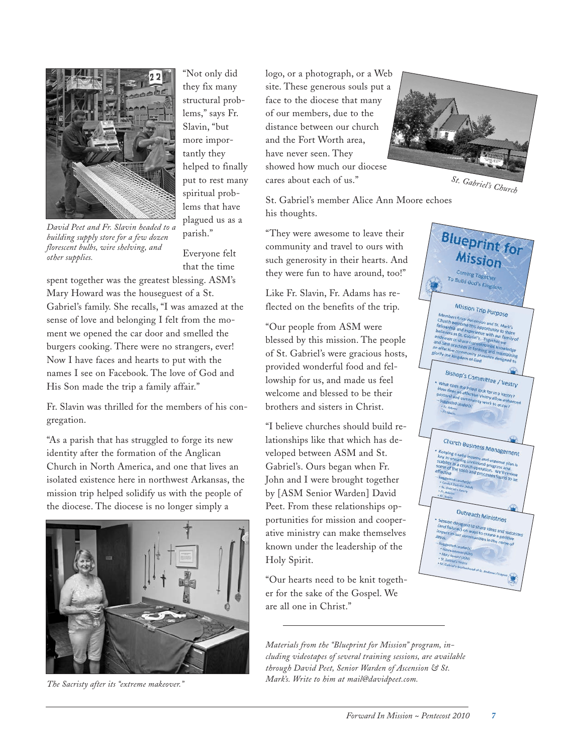"Not only did they fix many structural problems," says Fr. Slavin, "but more importantly they helped to finally put to rest many spiritual problems that have plagued us as a parish."

*David Peet and Fr. Slavin headed to a building supply store for a few dozen florescent bulbs, wire shelving, and other supplies.*

Everyone felt that the time spent together was the greatest blessing. ASM's Mary Howard was the houseguest of a St. Gabriel's family. She recalls, "I was amazed at the sense of love and belonging I felt from the moment we opened the car door and smelled the burgers cooking. There were no strangers, ever! Now I have faces and hearts to put with the names I see on Facebook. The love of God and His Son made the trip a family affair."

Fr. Slavin was thrilled for the members of his congregation.

"As a parish that has struggled to forge its new identity after the formation of the Anglican Church in North America, and one that lives an isolated existence here in northwest Arkansas, the mission trip helped solidify us with the people of the diocese. The diocese is no longer simply a logo, or a photograph, or a Web site. These generous souls put a face to the diocese that many of our members, due to the distance between our church and the Fort Worth area, have never seen. They showed how much our diocese cares about each of us."

*The Sacristy after its "extreme makeover."*

*St. Gabriel's Church*

St. Gabriel's member Alice Ann Moore echoes his thoughts.

"They were awesome to leave their community and travel to ours with such generosity in their hearts. And they were fun to have around, too!"

Like Fr. Slavin, Fr. Adams has reflected on the benefits of the trip.

"Our people from ASM were blessed by this mission. The people of St. Gabriel's were gracious hosts, provided wonderful food and fellowship for us, and made us feel welcome and blessed to be their brothers and sisters in Christ.

"I believe churches should build relationships like that which has developed between ASM and St. Gabriel's. Ours began when Fr. John and I were brought together by [ASM Senior Warden] David Peet. From these relationships opportunities for mission and cooperative ministry can make themselves known under the leadership of the Holy Spirit.

"Our hearts need to be knit together for the sake of the Gospel. We are all one in Christ."

---

*Materials from the "Blueprint for Mission" program, including videotapes of several training sessions, are available through David Peet, Senior Warden of Ascension & St. Mark's. Write to him at mail@davidpeet.com.*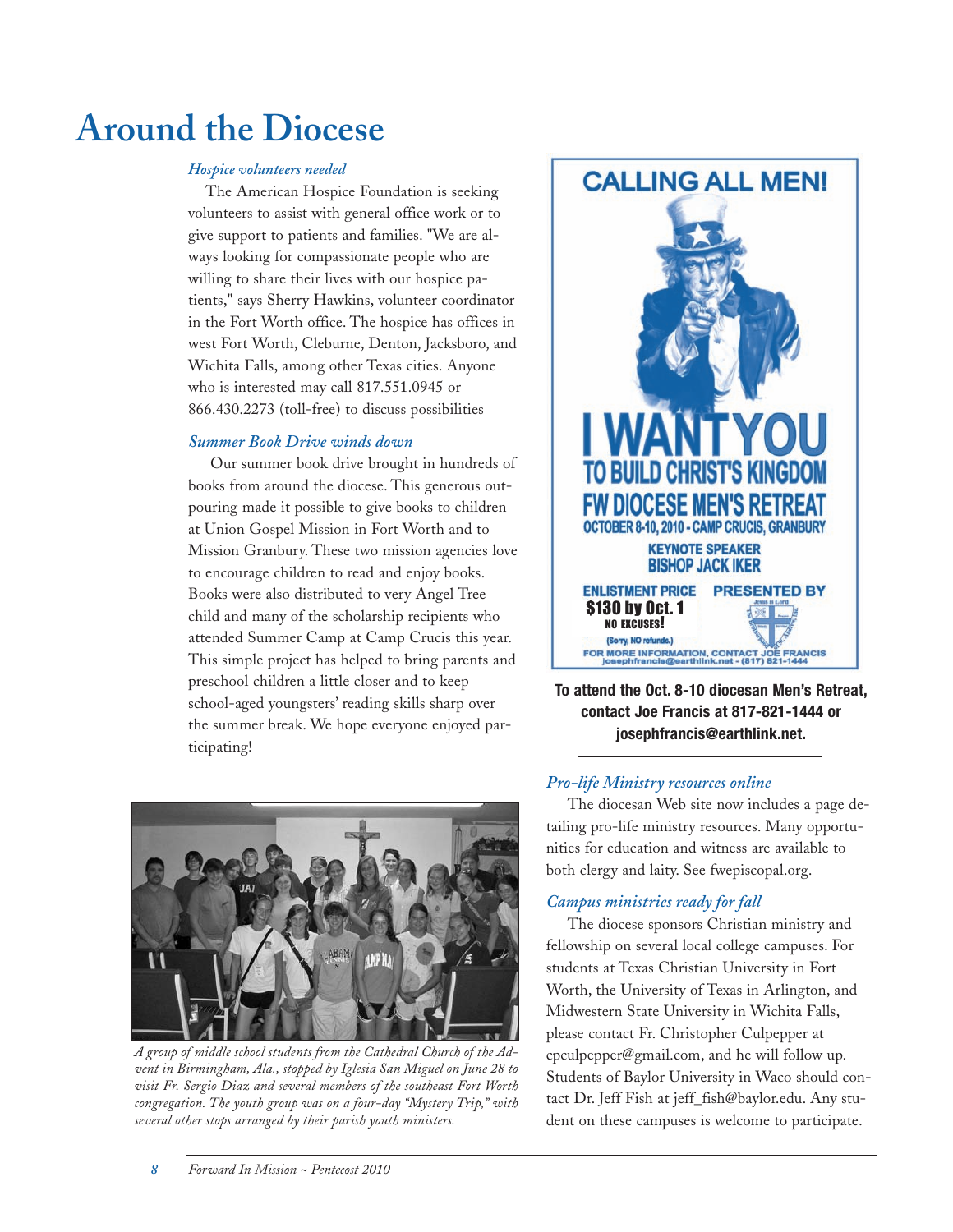# Around the Diocese

*Hospice volunteers needed*

The American Hospice Foundation is seeking volunteers to assist with general office work or to give support to patients and families. "We are always looking for compassionate people who are willing to share their lives with our hospice patients," says Sherry Hawkins, volunteer coordinator in the Fort Worth office. The hospice has offices in west Fort Worth, Cleburne, Denton, Jacksboro, and Wichita Falls, among other Texas cities. Anyone who is interested may call 817.551.0945 or 866.430.2273 (toll-free) to discuss possibilities

*Summer Book Drive winds down*

Our summer book drive brought in hundreds of books from around the diocese. This generous outpouring made it possible to give books to children at Union Gospel Mission in Fort Worth and to Mission Granbury. These two mission agencies love to encourage children to read and enjoy books. Books were also distributed to very Angel Tree child and many of the scholarship recipients who attended Summer Camp at Camp Crucis this year. This simple project has helped to bring parents and preschool children a little closer and to keep school-aged youngsters' reading skills sharp over the summer break. We hope everyone enjoyed participating!

*A group of middle school students from the Cathedral Church of the Advent in Birmingham, Ala., stopped by Iglesia San Miguel on June 28 to visit Fr. Sergio Diaz and several members of the southeast Fort Worth congregation. The youth group was on a four-day "Mystery Trip," with several other stops arranged by their parish youth ministers.*

CALLING ALL MEN!

I WANT YOU TO BUILD CHRIST'S KINGDOM

FW DIOCESE MEN'S RETREAT

OCTOBER 8-10, 2010 - CAMP CRUCIS, GRANBURY

KEYNOTE SPEAKER BISHOP JACK IKER

ENLISTMENT PRICE $130 by Oct. 1 NO EXCUSES! (Sorry, NO refunds.)

PRESENTED BY

FOR MORE INFORMATION, CONTACT JOE FRANCIS josephfrancis@earthlink.net - (817) 821-1444

**To attend the Oct. 8-10 diocesan Men's Retreat, contact Joe Francis at 817-821-1444 or josephfrancis@earthlink.net.**

*Pro-life Ministry resources online*

The diocesan Web site now includes a page detailing pro-life ministry resources. Many opportunities for education and witness are available to both clergy and laity. See fwepiscopal.org.

*Campus ministries ready for fall*

The diocese sponsors Christian ministry and fellowship on several local college campuses. For students at Texas Christian University in Fort Worth, the University of Texas in Arlington, and Midwestern State University in Wichita Falls, please contact Fr. Christopher Culpepper at cpculpepper@gmail.com, and he will follow up. Students of Baylor University in Waco should contact Dr. Jeff Fish at jeff_fish@baylor.edu. Any student on these campuses is welcome to participate.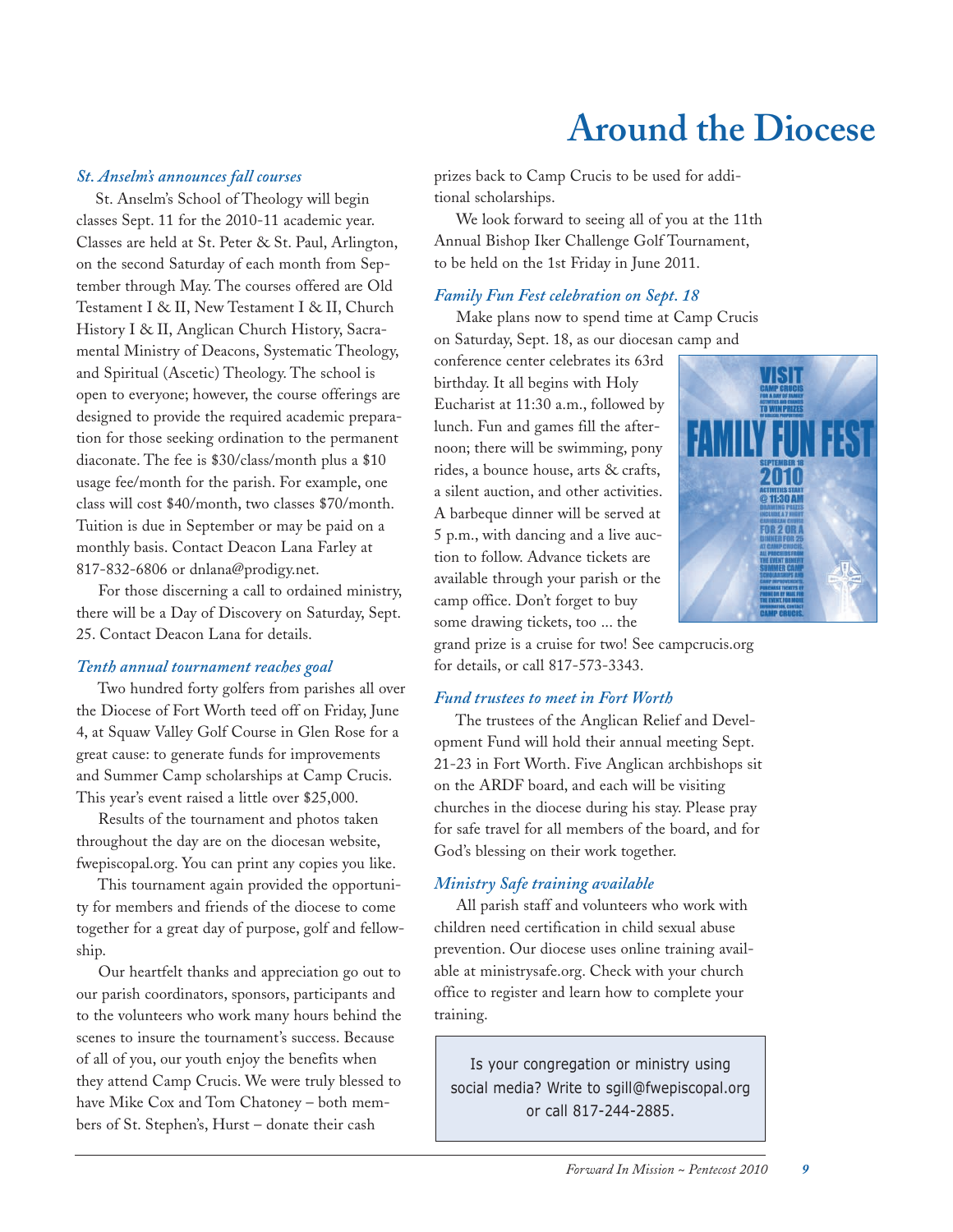# Around the Diocese

### *St. Anselm's announces fall courses*

St. Anselm's School of Theology will begin classes Sept. 11 for the 2010-11 academic year. Classes are held at St. Peter & St. Paul, Arlington, on the second Saturday of each month from September through May. The courses offered are Old Testament I & II, New Testament I & II, Church History I & II, Anglican Church History, Sacramental Ministry of Deacons, Systematic Theology, and Spiritual (Ascetic) Theology. The school is open to everyone; however, the course offerings are designed to provide the required academic preparation for those seeking ordination to the permanent diaconate. The fee is $30/class/month plus a $10 usage fee/month for the parish. For example, one class will cost $40/month, two classes $70/month. Tuition is due in September or may be paid on a monthly basis. Contact Deacon Lana Farley at 817-832-6806 or dnlana@prodigy.net.

For those discerning a call to ordained ministry, there will be a Day of Discovery on Saturday, Sept. 25. Contact Deacon Lana for details.

### *Tenth annual tournament reaches goal*

Two hundred forty golfers from parishes all over the Diocese of Fort Worth teed off on Friday, June 4, at Squaw Valley Golf Course in Glen Rose for a great cause: to generate funds for improvements and Summer Camp scholarships at Camp Crucis. This year's event raised a little over $25,000.

Results of the tournament and photos taken throughout the day are on the diocesan website, fwepiscopal.org. You can print any copies you like.

This tournament again provided the opportunity for members and friends of the diocese to come together for a great day of purpose, golf and fellowship.

Our heartfelt thanks and appreciation go out to our parish coordinators, sponsors, participants and to the volunteers who work many hours behind the scenes to insure the tournament's success. Because of all of you, our youth enjoy the benefits when they attend Camp Crucis. We were truly blessed to have Mike Cox and Tom Chatoney – both members of St. Stephen's, Hurst – donate their cash prizes back to Camp Crucis to be used for additional scholarships.

We look forward to seeing all of you at the 11th Annual Bishop Iker Challenge Golf Tournament, to be held on the 1st Friday in June 2011.

### *Family Fun Fest celebration on Sept. 18*

Make plans now to spend time at Camp Crucis on Saturday, Sept. 18, as our diocesan camp and conference center celebrates its 63rd birthday. It all begins with Holy Eucharist at 11:30 a.m., followed by lunch. Fun and games fill the afternoon; there will be swimming, pony rides, a bounce house, arts & crafts, a silent auction, and other activities. A barbeque dinner will be served at 5 p.m., with dancing and a live auction to follow. Advance tickets are available through your parish or the camp office. Don't forget to buy some drawing tickets, too ... the grand prize is a cruise for two! See campcrucis.org for details, or call 817-573-3343.

### *Fund trustees to meet in Fort Worth*

The trustees of the Anglican Relief and Development Fund will hold their annual meeting Sept. 21-23 in Fort Worth. Five Anglican archbishops sit on the ARDF board, and each will be visiting churches in the diocese during his stay. Please pray for safe travel for all members of the board, and for God's blessing on their work together.

### *Ministry Safe training available*

All parish staff and volunteers who work with children need certification in child sexual abuse prevention. Our diocese uses online training available at ministrysafe.org. Check with your church office to register and learn how to complete your training.

Is your congregation or ministry using social media? Write to sgill@fwepiscopal.org or call 817-244-2885.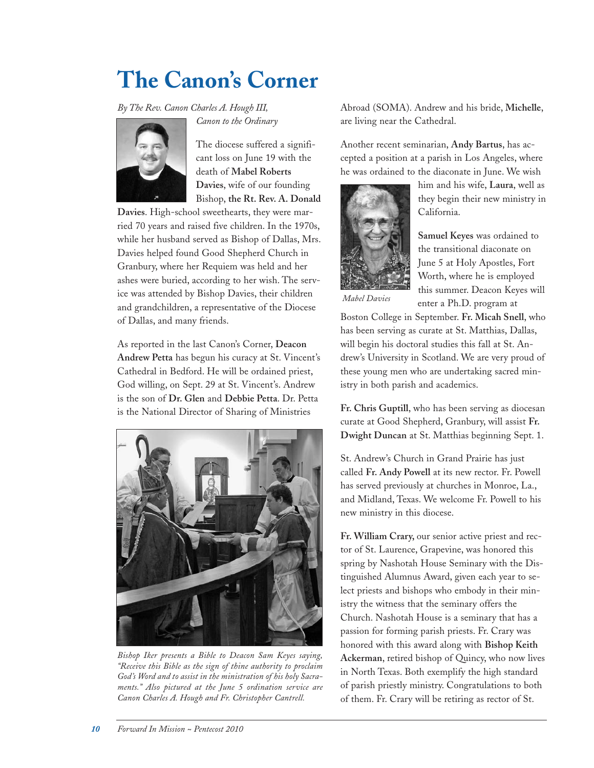# The Canon's Corner

*By The Rev. Canon Charles A. Hough III, Canon to the Ordinary*

The diocese suffered a significant loss on June 19 with the death of **Mabel Roberts Davies**, wife of our founding Bishop, **the Rt. Rev. A. Donald Davies**. High-school sweethearts, they were married 70 years and raised five children. In the 1970s, while her husband served as Bishop of Dallas, Mrs. Davies helped found Good Shepherd Church in Granbury, where her Requiem was held and her ashes were buried, according to her wish. The service was attended by Bishop Davies, their children and grandchildren, a representative of the Diocese of Dallas, and many friends.

As reported in the last Canon's Corner, **Deacon Andrew Petta** has begun his curacy at St. Vincent's Cathedral in Bedford. He will be ordained priest, God willing, on Sept. 29 at St. Vincent's. Andrew is the son of **Dr. Glen** and **Debbie Petta**. Dr. Petta is the National Director of Sharing of Ministries Abroad (SOMA). Andrew and his bride, **Michelle**, are living near the Cathedral.

*Bishop Iker presents a Bible to Deacon Sam Keyes saying, "Receive this Bible as the sign of thine authority to proclaim God's Word and to assist in the ministration of his holy Sacraments." Also pictured at the June 5 ordination service are Canon Charles A. Hough and Fr. Christopher Cantrell.*

Another recent seminarian, **Andy Bartus**, has accepted a position at a parish in Los Angeles, where he was ordained to the diaconate in June. We wish him and his wife, **Laura**, well as they begin their new ministry in California.

*Mabel Davies*

**Samuel Keyes** was ordained to the transitional diaconate on June 5 at Holy Apostles, Fort Worth, where he is employed this summer. Deacon Keyes will enter a Ph.D. program at Boston College in September. **Fr. Micah Snell**, who has been serving as curate at St. Matthias, Dallas, will begin his doctoral studies this fall at St. Andrew's University in Scotland. We are very proud of these young men who are undertaking sacred ministry in both parish and academics.

**Fr. Chris Guptill**, who has been serving as diocesan curate at Good Shepherd, Granbury, will assist **Fr. Dwight Duncan** at St. Matthias beginning Sept. 1.

St. Andrew's Church in Grand Prairie has just called **Fr. Andy Powell** at its new rector. Fr. Powell has served previously at churches in Monroe, La., and Midland, Texas. We welcome Fr. Powell to his new ministry in this diocese.

**Fr. William Crary,** our senior active priest and rector of St. Laurence, Grapevine, was honored this spring by Nashotah House Seminary with the Distinguished Alumnus Award, given each year to select priests and bishops who embody in their ministry the witness that the seminary offers the Church. Nashotah House is a seminary that has a passion for forming parish priests. Fr. Crary was honored with this award along with **Bishop Keith Ackerman**, retired bishop of Quincy, who now lives in North Texas. Both exemplify the high standard of parish priestly ministry. Congratulations to both of them. Fr. Crary will be retiring as rector of St.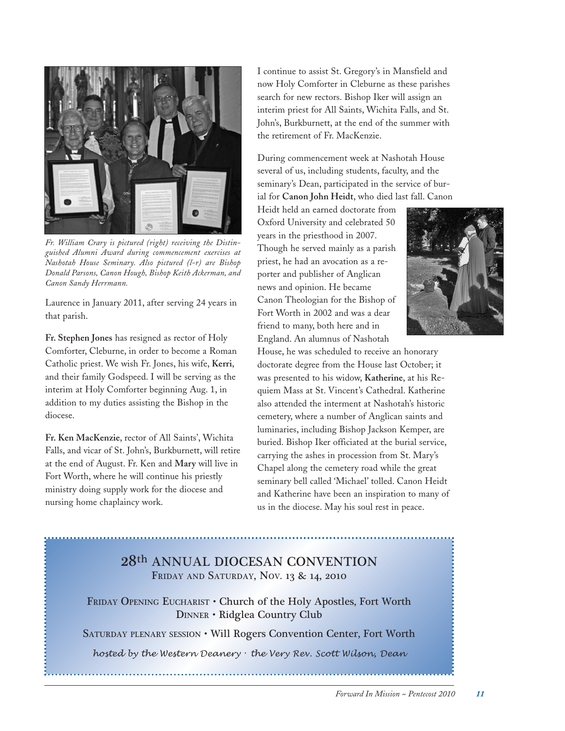*Fr. William Crary is pictured (right) receiving the Distinguished Alumni Award during commencement exercises at Nashotah House Seminary. Also pictured (l-r) are Bishop Donald Parsons, Canon Hough, Bishop Keith Ackerman, and Canon Sandy Herrmann.*

Laurence in January 2011, after serving 24 years in that parish.

**Fr. Stephen Jones** has resigned as rector of Holy Comforter, Cleburne, in order to become a Roman Catholic priest. We wish Fr. Jones, his wife, **Kerri**, and their family Godspeed. I will be serving as the interim at Holy Comforter beginning Aug. 1, in addition to my duties assisting the Bishop in the diocese.

**Fr. Ken MacKenzie**, rector of All Saints', Wichita Falls, and vicar of St. John's, Burkburnett, will retire at the end of August. Fr. Ken and **Mary** will live in Fort Worth, where he will continue his priestly ministry doing supply work for the diocese and nursing home chaplaincy work.

I continue to assist St. Gregory's in Mansfield and now Holy Comforter in Cleburne as these parishes search for new rectors. Bishop Iker will assign an interim priest for All Saints, Wichita Falls, and St. John's, Burkburnett, at the end of the summer with the retirement of Fr. MacKenzie.

During commencement week at Nashotah House several of us, including students, faculty, and the seminary's Dean, participated in the service of burial for **Canon John Heidt**, who died last fall. Canon Heidt held an earned doctorate from Oxford University and celebrated 50 years in the priesthood in 2007. Though he served mainly as a parish priest, he had an avocation as a reporter and publisher of Anglican news and opinion. He became Canon Theologian for the Bishop of Fort Worth in 2002 and was a dear friend to many, both here and in England. An alumnus of Nashotah House, he was scheduled to receive an honorary doctorate degree from the House last October; it was presented to his widow, **Katherine**, at his Requiem Mass at St. Vincent's Cathedral. Katherine also attended the interment at Nashotah's historic cemetery, where a number of Anglican saints and luminaries, including Bishop Jackson Kemper, are buried. Bishop Iker officiated at the burial service, carrying the ashes in procession from St. Mary's Chapel along the cemetery road while the great seminary bell called 'Michael' tolled. Canon Heidt and Katherine have been an inspiration to many of us in the diocese. May his soul rest in peace.

## 28th ANNUAL DIOCESAN CONVENTION

FRIDAY AND SATURDAY, NOV. 13 & 14, 2010

FRIDAY OPENING EUCHARIST • Church of the Holy Apostles, Fort Worth
DINNER • Ridglea Country Club

SATURDAY PLENARY SESSION • Will Rogers Convention Center, Fort Worth

*hosted by the Western Deanery · the Very Rev. Scott Wilson, Dean*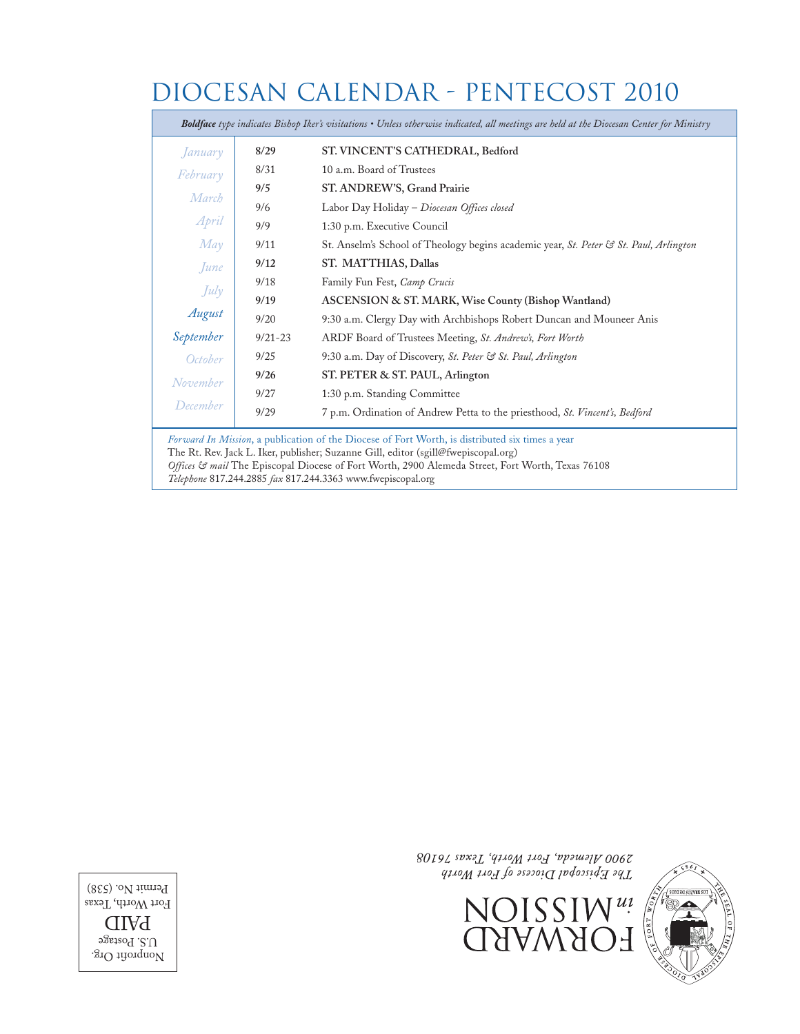# DIOCESAN CALENDAR - PENTECOST 2010

***Boldface** type indicates Bishop Iker's visitations • Unless otherwise indicated, all meetings are held at the Diocesan Center for Ministry*

January
February
March
April
May
June
July
*August*
*September*
October
November
December

| | |
|---|---|
| **8/29** | **ST. VINCENT'S CATHEDRAL, Bedford** |
| 8/31 | 10 a.m. Board of Trustees |
| **9/5** | **ST. ANDREW'S, Grand Prairie** |
| 9/6 | Labor Day Holiday – *Diocesan Offices closed* |
| 9/9 | 1:30 p.m. Executive Council |
| 9/11 | St. Anselm's School of Theology begins academic year, *St. Peter & St. Paul, Arlington* |
| **9/12** | **ST. MATTHIAS, Dallas** |
| 9/18 | Family Fun Fest, *Camp Crucis* |
| **9/19** | **ASCENSION & ST. MARK, Wise County (Bishop Wantland)** |
| 9/20 | 9:30 a.m. Clergy Day with Archbishops Robert Duncan and Mouneer Anis |
| 9/21-23 | ARDF Board of Trustees Meeting, *St. Andrew's, Fort Worth* |
| 9/25 | 9:30 a.m. Day of Discovery, *St. Peter & St. Paul, Arlington* |
| **9/26** | **ST. PETER & ST. PAUL, Arlington** |
| 9/27 | 1:30 p.m. Standing Committee |
| 9/29 | 7 p.m. Ordination of Andrew Petta to the priesthood, *St. Vincent's, Bedford* |

*Forward In Mission*, a publication of the Diocese of Fort Worth, is distributed six times a year
The Rt. Rev. Jack L. Iker, publisher; Suzanne Gill, editor (sgill@fwepiscopal.org)
*Offices & mail* The Episcopal Diocese of Fort Worth, 2900 Alemeda Street, Fort Worth, Texas 76108
*Telephone* 817.244.2885 *fax* 817.244.3363 www.fwepiscopal.org

FORWARD *in* MISSION
*The Episcopal Diocese of Fort Worth*
*2900 Alemeda, Fort Worth, Texas 76108*

Nonprofit Org.
U.S. Postage
PAID
Fort Worth, Texas
Permit No. (538)